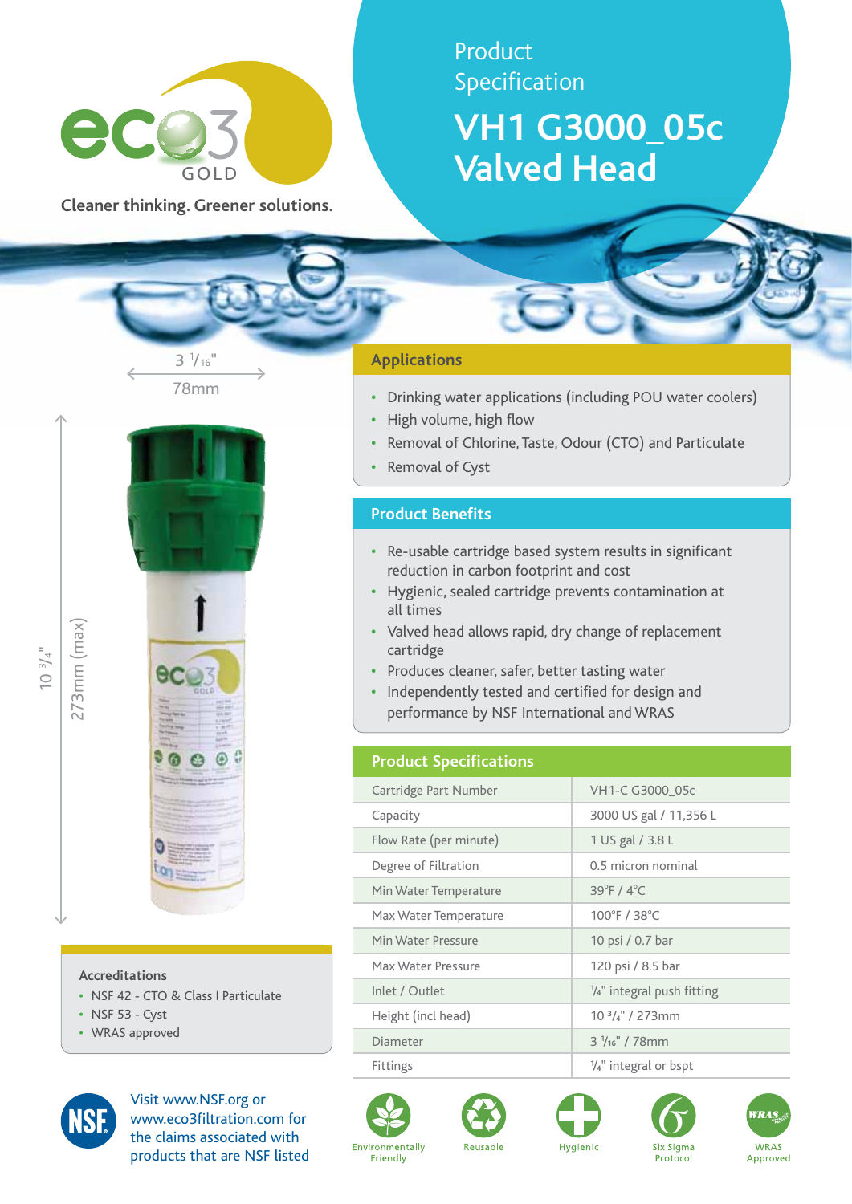eco3 GOLD

Cleaner thinking. Greener solutions.

# Product Specification

# VH1 G3000_05c Valved Head

3 1/16"
78mm

10 3/4"
273mm (max)

## Applications

- Drinking water applications (including POU water coolers)
- High volume, high flow
- Removal of Chlorine, Taste, Odour (CTO) and Particulate
- Removal of Cyst

## Product Benefits

- Re-usable cartridge based system results in significant reduction in carbon footprint and cost
- Hygienic, sealed cartridge prevents contamination at all times
- Valved head allows rapid, dry change of replacement cartridge
- Produces cleaner, safer, better tasting water
- Independently tested and certified for design and performance by NSF International and WRAS

## Product Specifications

| Product Specifications | |
|---|---|
| Cartridge Part Number | VH1-C G3000_05c |
| Capacity | 3000 US gal / 11,356 L |
| Flow Rate (per minute) | 1 US gal / 3.8 L |
| Degree of Filtration | 0.5 micron nominal |
| Min Water Temperature | 39°F / 4°C |
| Max Water Temperature | 100°F / 38°C |
| Min Water Pressure | 10 psi / 0.7 bar |
| Max Water Pressure | 120 psi / 8.5 bar |
| Inlet / Outlet | ¼" integral push fitting |
| Height (incl head) | 10 3/4" / 273mm |
| Diameter | 3 1/16" / 78mm |
| Fittings | ¼" integral or bspt |

### Accreditations

- NSF 42 - CTO & Class I Particulate
- NSF 53 - Cyst
- WRAS approved

Visit www.NSF.org or www.eco3filtration.com for the claims associated with products that are NSF listed

Environmentally Friendly | Reusable | Hygienic | Six Sigma Protocol | WRAS Approved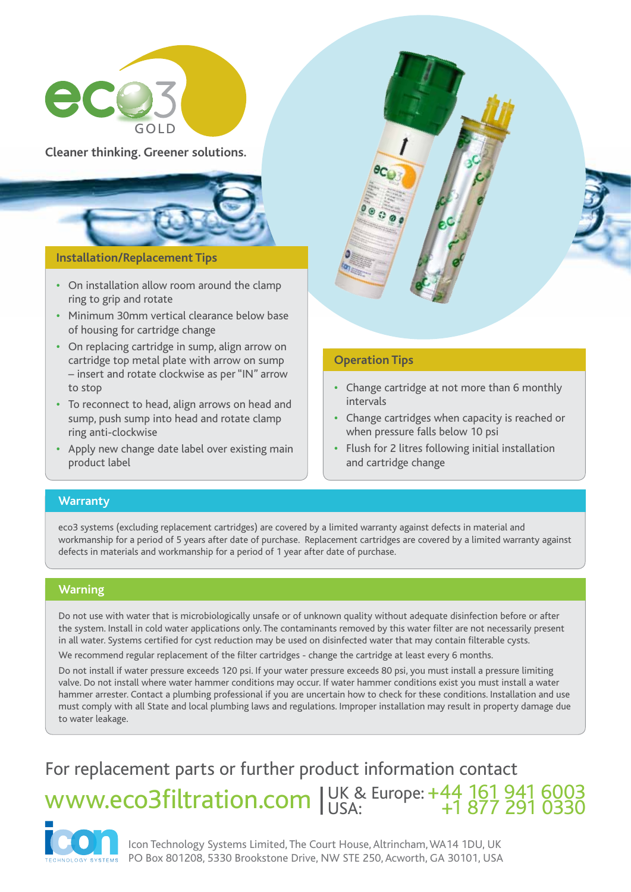eco3 GOLD

Cleaner thinking. Greener solutions.

## Installation/Replacement Tips

- On installation allow room around the clamp ring to grip and rotate
- Minimum 30mm vertical clearance below base of housing for cartridge change
- On replacing cartridge in sump, align arrow on cartridge top metal plate with arrow on sump – insert and rotate clockwise as per "IN" arrow to stop
- To reconnect to head, align arrows on head and sump, push sump into head and rotate clamp ring anti-clockwise
- Apply new change date label over existing main product label

## Operation Tips

- Change cartridge at not more than 6 monthly intervals
- Change cartridges when capacity is reached or when pressure falls below 10 psi
- Flush for 2 litres following initial installation and cartridge change

## Warranty

eco3 systems (excluding replacement cartridges) are covered by a limited warranty against defects in material and workmanship for a period of 5 years after date of purchase. Replacement cartridges are covered by a limited warranty against defects in materials and workmanship for a period of 1 year after date of purchase.

## Warning

Do not use with water that is microbiologically unsafe or of unknown quality without adequate disinfection before or after the system. Install in cold water applications only. The contaminants removed by this water filter are not necessarily present in all water. Systems certified for cyst reduction may be used on disinfected water that may contain filterable cysts.

We recommend regular replacement of the filter cartridges - change the cartridge at least every 6 months.

Do not install if water pressure exceeds 120 psi. If your water pressure exceeds 80 psi, you must install a pressure limiting valve. Do not install where water hammer conditions may occur. If water hammer conditions exist you must install a water hammer arrester. Contact a plumbing professional if you are uncertain how to check for these conditions. Installation and use must comply with all State and local plumbing laws and regulations. Improper installation may result in property damage due to water leakage.

For replacement parts or further product information contact

www.eco3filtration.com | UK & Europe: +44 161 941 6003 | USA: +1 877 291 0330

icon TECHNOLOGY SYSTEMS

Icon Technology Systems Limited, The Court House, Altrincham, WA14 1DU, UK
PO Box 801208, 5330 Brookstone Drive, NW STE 250, Acworth, GA 30101, USA